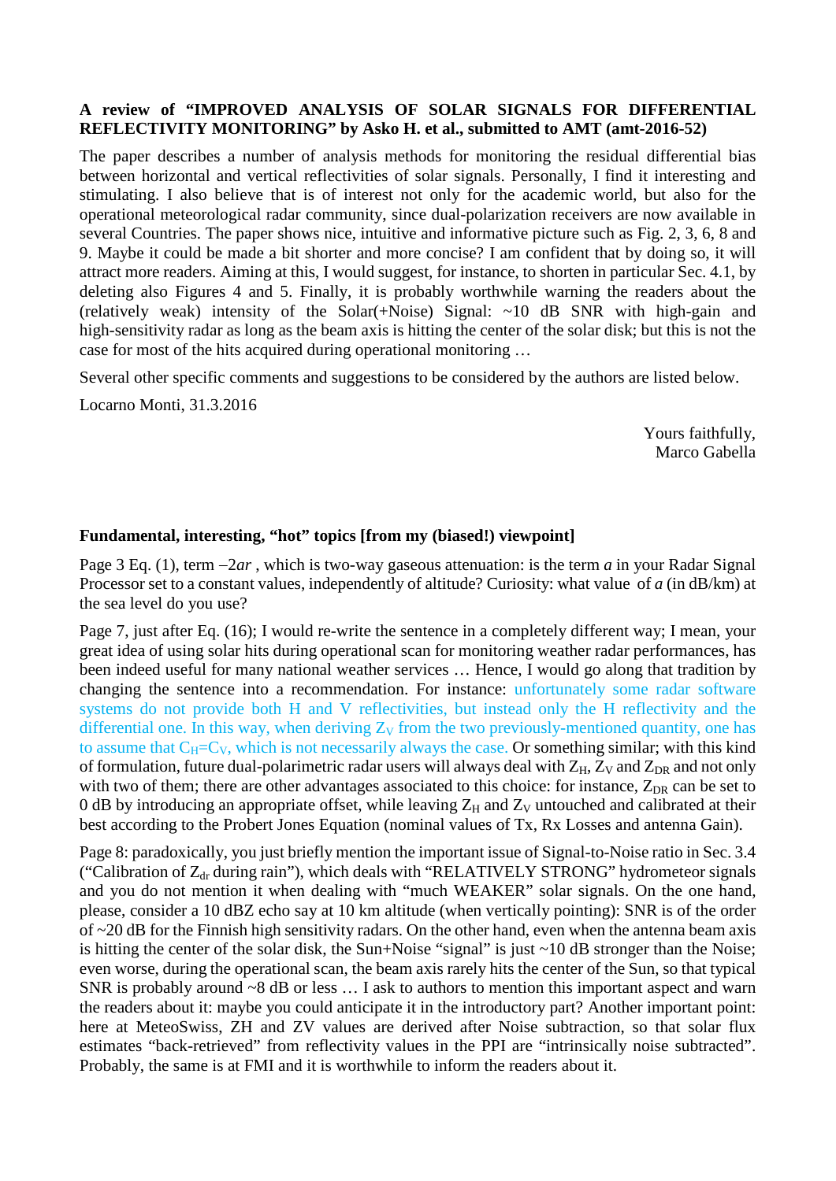**A review of "IMPROVED ANALYSIS OF SOLAR SIGNALS FOR DIFFERENTIAL REFLECTIVITY MONITORING" by Asko H. et al., submitted to AMT (amt-2016-52)**

The paper describes a number of analysis methods for monitoring the residual differential bias between horizontal and vertical reflectivities of solar signals. Personally, I find it interesting and stimulating. I also believe that is of interest not only for the academic world, but also for the operational meteorological radar community, since dual-polarization receivers are now available in several Countries. The paper shows nice, intuitive and informative picture such as Fig. 2, 3, 6, 8 and 9. Maybe it could be made a bit shorter and more concise? I am confident that by doing so, it will attract more readers. Aiming at this, I would suggest, for instance, to shorten in particular Sec. 4.1, by deleting also Figures 4 and 5. Finally, it is probably worthwhile warning the readers about the (relatively weak) intensity of the Solar(+Noise) Signal: ~10 dB SNR with high-gain and high-sensitivity radar as long as the beam axis is hitting the center of the solar disk; but this is not the case for most of the hits acquired during operational monitoring …

Several other specific comments and suggestions to be considered by the authors are listed below.

Locarno Monti, 31.3.2016

Yours faithfully,
Marco Gabella

**Fundamental, interesting, "hot" topics [from my (biased!) viewpoint]**

Page 3 Eq. (1), term $-2ar$ , which is two-way gaseous attenuation: is the term $a$ in your Radar Signal Processor set to a constant values, independently of altitude? Curiosity: what value of $a$ (in dB/km) at the sea level do you use?

Page 7, just after Eq. (16); I would re-write the sentence in a completely different way; I mean, your great idea of using solar hits during operational scan for monitoring weather radar performances, has been indeed useful for many national weather services … Hence, I would go along that tradition by changing the sentence into a recommendation. For instance: unfortunately some radar software systems do not provide both H and V reflectivities, but instead only the H reflectivity and the differential one. In this way, when deriving $Z_V$ from the two previously-mentioned quantity, one has to assume that $C_H=C_V$, which is not necessarily always the case. Or something similar; with this kind of formulation, future dual-polarimetric radar users will always deal with $Z_H$, $Z_V$ and $Z_{DR}$ and not only with two of them; there are other advantages associated to this choice: for instance, $Z_{DR}$ can be set to 0 dB by introducing an appropriate offset, while leaving $Z_H$ and $Z_V$ untouched and calibrated at their best according to the Probert Jones Equation (nominal values of Tx, Rx Losses and antenna Gain).

Page 8: paradoxically, you just briefly mention the important issue of Signal-to-Noise ratio in Sec. 3.4 ("Calibration of $Z_{dr}$ during rain"), which deals with "RELATIVELY STRONG" hydrometeor signals and you do not mention it when dealing with "much WEAKER" solar signals. On the one hand, please, consider a 10 dBZ echo say at 10 km altitude (when vertically pointing): SNR is of the order of ~20 dB for the Finnish high sensitivity radars. On the other hand, even when the antenna beam axis is hitting the center of the solar disk, the Sun+Noise "signal" is just ~10 dB stronger than the Noise; even worse, during the operational scan, the beam axis rarely hits the center of the Sun, so that typical SNR is probably around ~8 dB or less … I ask to authors to mention this important aspect and warn the readers about it: maybe you could anticipate it in the introductory part? Another important point: here at MeteoSwiss, ZH and ZV values are derived after Noise subtraction, so that solar flux estimates "back-retrieved" from reflectivity values in the PPI are "intrinsically noise subtracted". Probably, the same is at FMI and it is worthwhile to inform the readers about it.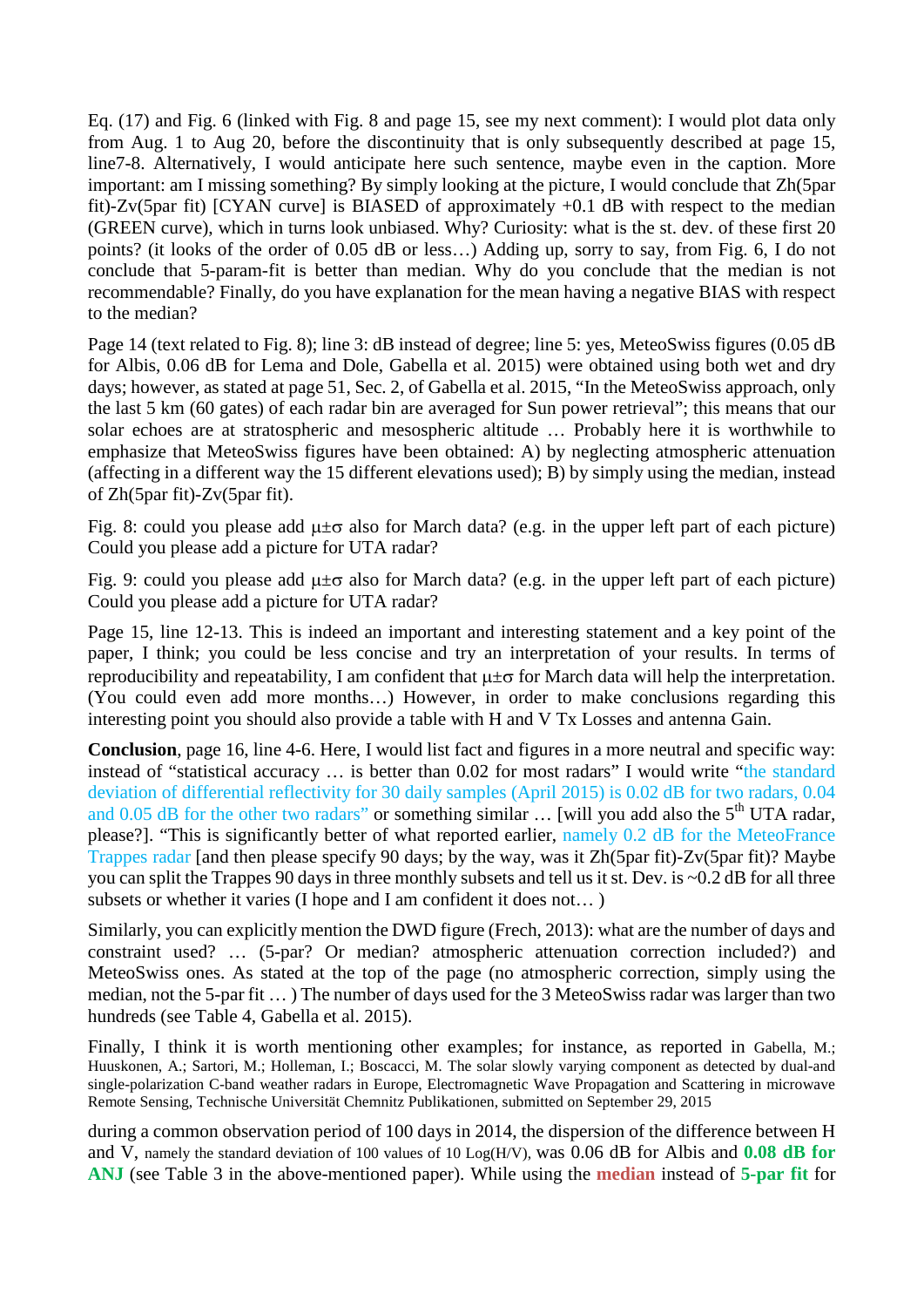Eq. (17) and Fig. 6 (linked with Fig. 8 and page 15, see my next comment): I would plot data only from Aug. 1 to Aug 20, before the discontinuity that is only subsequently described at page 15, line7-8. Alternatively, I would anticipate here such sentence, maybe even in the caption. More important: am I missing something? By simply looking at the picture, I would conclude that Zh(5par fit)-Zv(5par fit) [CYAN curve] is BIASED of approximately +0.1 dB with respect to the median (GREEN curve), which in turns look unbiased. Why? Curiosity: what is the st. dev. of these first 20 points? (it looks of the order of 0.05 dB or less…) Adding up, sorry to say, from Fig. 6, I do not conclude that 5-param-fit is better than median. Why do you conclude that the median is not recommendable? Finally, do you have explanation for the mean having a negative BIAS with respect to the median?

Page 14 (text related to Fig. 8); line 3: dB instead of degree; line 5: yes, MeteoSwiss figures (0.05 dB for Albis, 0.06 dB for Lema and Dole, Gabella et al. 2015) were obtained using both wet and dry days; however, as stated at page 51, Sec. 2, of Gabella et al. 2015, "In the MeteoSwiss approach, only the last 5 km (60 gates) of each radar bin are averaged for Sun power retrieval"; this means that our solar echoes are at stratospheric and mesospheric altitude … Probably here it is worthwhile to emphasize that MeteoSwiss figures have been obtained: A) by neglecting atmospheric attenuation (affecting in a different way the 15 different elevations used); B) by simply using the median, instead of Zh(5par fit)-Zv(5par fit).

Fig. 8: could you please add $\mu\pm\sigma$ also for March data? (e.g. in the upper left part of each picture) Could you please add a picture for UTA radar?

Fig. 9: could you please add $\mu\pm\sigma$ also for March data? (e.g. in the upper left part of each picture) Could you please add a picture for UTA radar?

Page 15, line 12-13. This is indeed an important and interesting statement and a key point of the paper, I think; you could be less concise and try an interpretation of your results. In terms of reproducibility and repeatability, I am confident that $\mu\pm\sigma$ for March data will help the interpretation. (You could even add more months…) However, in order to make conclusions regarding this interesting point you should also provide a table with H and V Tx Losses and antenna Gain.

**Conclusion**, page 16, line 4-6. Here, I would list fact and figures in a more neutral and specific way: instead of "statistical accuracy … is better than 0.02 for most radars" I would write "the standard deviation of differential reflectivity for 30 daily samples (April 2015) is 0.02 dB for two radars, 0.04 and 0.05 dB for the other two radars" or something similar … [will you add also the 5th UTA radar, please?]. "This is significantly better of what reported earlier, namely 0.2 dB for the MeteoFrance Trappes radar [and then please specify 90 days; by the way, was it Zh(5par fit)-Zv(5par fit)? Maybe you can split the Trappes 90 days in three monthly subsets and tell us it st. Dev. is ~0.2 dB for all three subsets or whether it varies (I hope and I am confident it does not… )

Similarly, you can explicitly mention the DWD figure (Frech, 2013): what are the number of days and constraint used? … (5-par? Or median? atmospheric attenuation correction included?) and MeteoSwiss ones. As stated at the top of the page (no atmospheric correction, simply using the median, not the 5-par fit … ) The number of days used for the 3 MeteoSwiss radar was larger than two hundreds (see Table 4, Gabella et al. 2015).

Finally, I think it is worth mentioning other examples; for instance, as reported in Gabella, M.; Huuskonen, A.; Sartori, M.; Holleman, I.; Boscacci, M. The solar slowly varying component as detected by dual-and single-polarization C-band weather radars in Europe, Electromagnetic Wave Propagation and Scattering in microwave Remote Sensing, Technische Universität Chemnitz Publikationen, submitted on September 29, 2015

during a common observation period of 100 days in 2014, the dispersion of the difference between H and V, namely the standard deviation of 100 values of 10 Log(H/V), was 0.06 dB for Albis and **0.08 dB for ANJ** (see Table 3 in the above-mentioned paper). While using the **median** instead of **5-par fit** for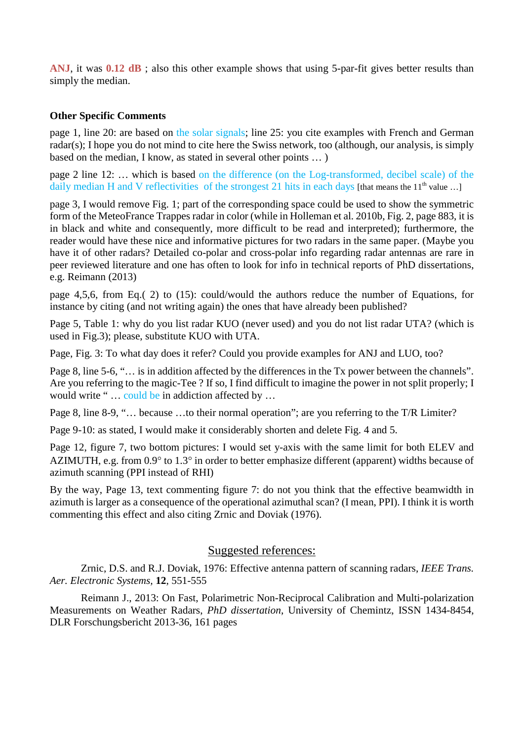**ANJ**, it was **0.12 dB** ; also this other example shows that using 5-par-fit gives better results than simply the median.

**Other Specific Comments**

page 1, line 20: are based on the solar signals; line 25: you cite examples with French and German radar(s); I hope you do not mind to cite here the Swiss network, too (although, our analysis, is simply based on the median, I know, as stated in several other points … )

page 2 line 12: … which is based on the difference (on the Log-transformed, decibel scale) of the daily median H and V reflectivities of the strongest 21 hits in each days [that means the 11th value …]

page 3, I would remove Fig. 1; part of the corresponding space could be used to show the symmetric form of the MeteoFrance Trappes radar in color (while in Holleman et al. 2010b, Fig. 2, page 883, it is in black and white and consequently, more difficult to be read and interpreted); furthermore, the reader would have these nice and informative pictures for two radars in the same paper. (Maybe you have it of other radars? Detailed co-polar and cross-polar info regarding radar antennas are rare in peer reviewed literature and one has often to look for info in technical reports of PhD dissertations, e.g. Reimann (2013)

page 4,5,6, from Eq.( 2) to (15): could/would the authors reduce the number of Equations, for instance by citing (and not writing again) the ones that have already been published?

Page 5, Table 1: why do you list radar KUO (never used) and you do not list radar UTA? (which is used in Fig.3); please, substitute KUO with UTA.

Page, Fig. 3: To what day does it refer? Could you provide examples for ANJ and LUO, too?

Page 8, line 5-6, "… is in addition affected by the differences in the Tx power between the channels". Are you referring to the magic-Tee ? If so, I find difficult to imagine the power in not split properly; I would write " … could be in addiction affected by …

Page 8, line 8-9, "… because …to their normal operation"; are you referring to the T/R Limiter?

Page 9-10: as stated, I would make it considerably shorten and delete Fig. 4 and 5.

Page 12, figure 7, two bottom pictures: I would set y-axis with the same limit for both ELEV and AZIMUTH, e.g. from 0.9° to 1.3° in order to better emphasize different (apparent) widths because of azimuth scanning (PPI instead of RHI)

By the way, Page 13, text commenting figure 7: do not you think that the effective beamwidth in azimuth is larger as a consequence of the operational azimuthal scan? (I mean, PPI). I think it is worth commenting this effect and also citing Zrnic and Doviak (1976).

## Suggested references:

Zrnic, D.S. and R.J. Doviak, 1976: Effective antenna pattern of scanning radars, *IEEE Trans. Aer. Electronic Systems*, **12**, 551-555

Reimann J., 2013: On Fast, Polarimetric Non-Reciprocal Calibration and Multi-polarization Measurements on Weather Radars, *PhD dissertation*, University of Chemintz, ISSN 1434-8454, DLR Forschungsbericht 2013-36, 161 pages